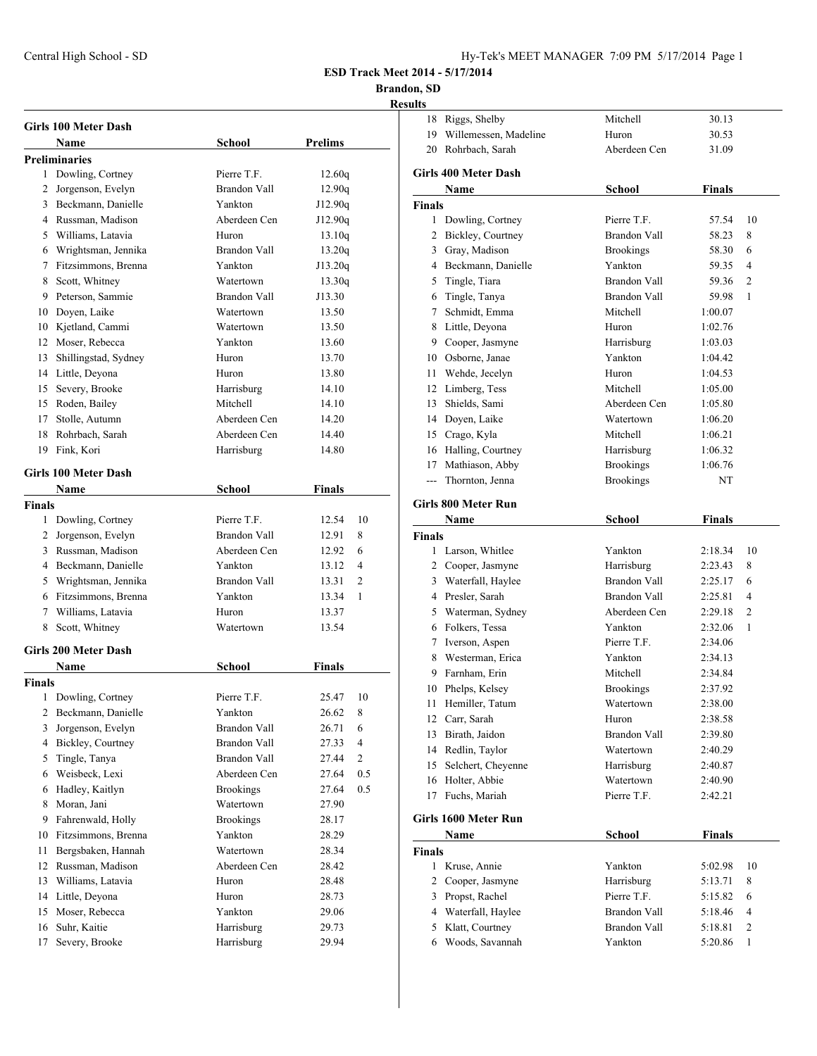# ESD Track Meet 2014 - 5/17/2014

**Brandon, SD**

**Results**

## Girls 100 Meter Dash

| | Name | School | Prelims |
|---|---|---|---|
| **Preliminaries** | | | |
| 1 | Dowling, Cortney | Pierre T.F. | 12.60q |
| 2 | Jorgenson, Evelyn | Brandon Vall | 12.90q |
| 3 | Beckmann, Danielle | Yankton | J12.90q |
| 4 | Russman, Madison | Aberdeen Cen | J12.90q |
| 5 | Williams, Latavia | Huron | 13.10q |
| 6 | Wrightsman, Jennika | Brandon Vall | 13.20q |
| 7 | Fitzsimmons, Brenna | Yankton | J13.20q |
| 8 | Scott, Whitney | Watertown | 13.30q |
| 9 | Peterson, Sammie | Brandon Vall | J13.30 |
| 10 | Doyen, Laike | Watertown | 13.50 |
| 10 | Kjetland, Cammi | Watertown | 13.50 |
| 12 | Moser, Rebecca | Yankton | 13.60 |
| 13 | Shillingstad, Sydney | Huron | 13.70 |
| 14 | Little, Deyona | Huron | 13.80 |
| 15 | Severy, Brooke | Harrisburg | 14.10 |
| 15 | Roden, Bailey | Mitchell | 14.10 |
| 17 | Stolle, Autumn | Aberdeen Cen | 14.20 |
| 18 | Rohrbach, Sarah | Aberdeen Cen | 14.40 |
| 19 | Fink, Kori | Harrisburg | 14.80 |

## Girls 100 Meter Dash

| | Name | School | Finals | |
|---|---|---|---|---|
| **Finals** | | | | |
| 1 | Dowling, Cortney | Pierre T.F. | 12.54 | 10 |
| 2 | Jorgenson, Evelyn | Brandon Vall | 12.91 | 8 |
| 3 | Russman, Madison | Aberdeen Cen | 12.92 | 6 |
| 4 | Beckmann, Danielle | Yankton | 13.12 | 4 |
| 5 | Wrightsman, Jennika | Brandon Vall | 13.31 | 2 |
| 6 | Fitzsimmons, Brenna | Yankton | 13.34 | 1 |
| 7 | Williams, Latavia | Huron | 13.37 | |
| 8 | Scott, Whitney | Watertown | 13.54 | |

## Girls 200 Meter Dash

| | Name | School | Finals | |
|---|---|---|---|---|
| **Finals** | | | | |
| 1 | Dowling, Cortney | Pierre T.F. | 25.47 | 10 |
| 2 | Beckmann, Danielle | Yankton | 26.62 | 8 |
| 3 | Jorgenson, Evelyn | Brandon Vall | 26.71 | 6 |
| 4 | Bickley, Courtney | Brandon Vall | 27.33 | 4 |
| 5 | Tingle, Tanya | Brandon Vall | 27.44 | 2 |
| 6 | Weisbeck, Lexi | Aberdeen Cen | 27.64 | 0.5 |
| 6 | Hadley, Kaitlyn | Brookings | 27.64 | 0.5 |
| 8 | Moran, Jani | Watertown | 27.90 | |
| 9 | Fahrenwald, Holly | Brookings | 28.17 | |
| 10 | Fitzsimmons, Brenna | Yankton | 28.29 | |
| 11 | Bergsbaken, Hannah | Watertown | 28.34 | |
| 12 | Russman, Madison | Aberdeen Cen | 28.42 | |
| 13 | Williams, Latavia | Huron | 28.48 | |
| 14 | Little, Deyona | Huron | 28.73 | |
| 15 | Moser, Rebecca | Yankton | 29.06 | |
| 16 | Suhr, Kaitie | Harrisburg | 29.73 | |
| 17 | Severy, Brooke | Harrisburg | 29.94 | |
| 18 | Riggs, Shelby | Mitchell | 30.13 | |
| 19 | Willemessen, Madeline | Huron | 30.53 | |
| 20 | Rohrbach, Sarah | Aberdeen Cen | 31.09 | |

## Girls 400 Meter Dash

| | Name | School | Finals | |
|---|---|---|---|---|
| **Finals** | | | | |
| 1 | Dowling, Cortney | Pierre T.F. | 57.54 | 10 |
| 2 | Bickley, Courtney | Brandon Vall | 58.23 | 8 |
| 3 | Gray, Madison | Brookings | 58.30 | 6 |
| 4 | Beckmann, Danielle | Yankton | 59.35 | 4 |
| 5 | Tingle, Tiara | Brandon Vall | 59.36 | 2 |
| 6 | Tingle, Tanya | Brandon Vall | 59.98 | 1 |
| 7 | Schmidt, Emma | Mitchell | 1:00.07 | |
| 8 | Little, Deyona | Huron | 1:02.76 | |
| 9 | Cooper, Jasmyne | Harrisburg | 1:03.03 | |
| 10 | Osborne, Janae | Yankton | 1:04.42 | |
| 11 | Wehde, Jecelyn | Huron | 1:04.53 | |
| 12 | Limberg, Tess | Mitchell | 1:05.00 | |
| 13 | Shields, Sami | Aberdeen Cen | 1:05.80 | |
| 14 | Doyen, Laike | Watertown | 1:06.20 | |
| 15 | Crago, Kyla | Mitchell | 1:06.21 | |
| 16 | Halling, Courtney | Harrisburg | 1:06.32 | |
| 17 | Mathiason, Abby | Brookings | 1:06.76 | |
| --- | Thornton, Jenna | Brookings | NT | |

## Girls 800 Meter Run

| | Name | School | Finals | |
|---|---|---|---|---|
| **Finals** | | | | |
| 1 | Larson, Whitlee | Yankton | 2:18.34 | 10 |
| 2 | Cooper, Jasmyne | Harrisburg | 2:23.43 | 8 |
| 3 | Waterfall, Haylee | Brandon Vall | 2:25.17 | 6 |
| 4 | Presler, Sarah | Brandon Vall | 2:25.81 | 4 |
| 5 | Waterman, Sydney | Aberdeen Cen | 2:29.18 | 2 |
| 6 | Folkers, Tessa | Yankton | 2:32.06 | 1 |
| 7 | Iverson, Aspen | Pierre T.F. | 2:34.06 | |
| 8 | Westerman, Erica | Yankton | 2:34.13 | |
| 9 | Farnham, Erin | Mitchell | 2:34.84 | |
| 10 | Phelps, Kelsey | Brookings | 2:37.92 | |
| 11 | Hemiller, Tatum | Watertown | 2:38.00 | |
| 12 | Carr, Sarah | Huron | 2:38.58 | |
| 13 | Birath, Jaidon | Brandon Vall | 2:39.80 | |
| 14 | Redlin, Taylor | Watertown | 2:40.29 | |
| 15 | Selchert, Cheyenne | Harrisburg | 2:40.87 | |
| 16 | Holter, Abbie | Watertown | 2:40.90 | |
| 17 | Fuchs, Mariah | Pierre T.F. | 2:42.21 | |

## Girls 1600 Meter Run

| | Name | School | Finals | |
|---|---|---|---|---|
| **Finals** | | | | |
| 1 | Kruse, Annie | Yankton | 5:02.98 | 10 |
| 2 | Cooper, Jasmyne | Harrisburg | 5:13.71 | 8 |
| 3 | Propst, Rachel | Pierre T.F. | 5:15.82 | 6 |
| 4 | Waterfall, Haylee | Brandon Vall | 5:18.46 | 4 |
| 5 | Klatt, Courtney | Brandon Vall | 5:18.81 | 2 |
| 6 | Woods, Savannah | Yankton | 5:20.86 | 1 |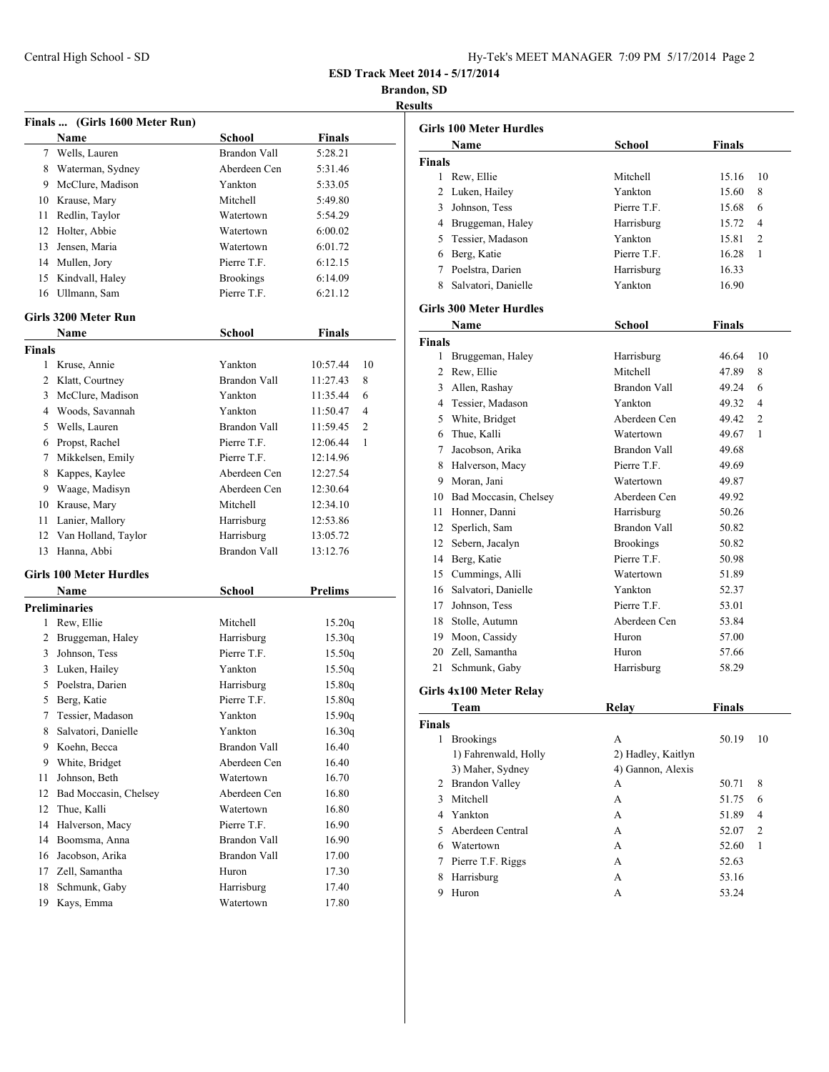# ESD Track Meet 2014 - 5/17/2014

**Brandon, SD**

**Results**

### Finals ... (Girls 1600 Meter Run)

| | Name | School | Finals |
|---|---|---|---|
| 7 | Wells, Lauren | Brandon Vall | 5:28.21 |
| 8 | Waterman, Sydney | Aberdeen Cen | 5:31.46 |
| 9 | McClure, Madison | Yankton | 5:33.05 |
| 10 | Krause, Mary | Mitchell | 5:49.80 |
| 11 | Redlin, Taylor | Watertown | 5:54.29 |
| 12 | Holter, Abbie | Watertown | 6:00.02 |
| 13 | Jensen, Maria | Watertown | 6:01.72 |
| 14 | Mullen, Jory | Pierre T.F. | 6:12.15 |
| 15 | Kindvall, Haley | Brookings | 6:14.09 |
| 16 | Ullmann, Sam | Pierre T.F. | 6:21.12 |

### Girls 3200 Meter Run

**Finals**

| | Name | School | Finals | Points |
|---|---|---|---|---|
| 1 | Kruse, Annie | Yankton | 10:57.44 | 10 |
| 2 | Klatt, Courtney | Brandon Vall | 11:27.43 | 8 |
| 3 | McClure, Madison | Yankton | 11:35.44 | 6 |
| 4 | Woods, Savannah | Yankton | 11:50.47 | 4 |
| 5 | Wells, Lauren | Brandon Vall | 11:59.45 | 2 |
| 6 | Propst, Rachel | Pierre T.F. | 12:06.44 | 1 |
| 7 | Mikkelsen, Emily | Pierre T.F. | 12:14.96 | |
| 8 | Kappes, Kaylee | Aberdeen Cen | 12:27.54 | |
| 9 | Waage, Madisyn | Aberdeen Cen | 12:30.64 | |
| 10 | Krause, Mary | Mitchell | 12:34.10 | |
| 11 | Lanier, Mallory | Harrisburg | 12:53.86 | |
| 12 | Van Holland, Taylor | Harrisburg | 13:05.72 | |
| 13 | Hanna, Abbi | Brandon Vall | 13:12.76 | |

### Girls 100 Meter Hurdles

**Preliminaries**

| | Name | School | Prelims |
|---|---|---|---|
| 1 | Rew, Ellie | Mitchell | 15.20q |
| 2 | Bruggeman, Haley | Harrisburg | 15.30q |
| 3 | Johnson, Tess | Pierre T.F. | 15.50q |
| 3 | Luken, Hailey | Yankton | 15.50q |
| 5 | Poelstra, Darien | Harrisburg | 15.80q |
| 5 | Berg, Katie | Pierre T.F. | 15.80q |
| 7 | Tessier, Madason | Yankton | 15.90q |
| 8 | Salvatori, Danielle | Yankton | 16.30q |
| 9 | Koehn, Becca | Brandon Vall | 16.40 |
| 9 | White, Bridget | Aberdeen Cen | 16.40 |
| 11 | Johnson, Beth | Watertown | 16.70 |
| 12 | Bad Moccasin, Chelsey | Aberdeen Cen | 16.80 |
| 12 | Thue, Kalli | Watertown | 16.80 |
| 14 | Halverson, Macy | Pierre T.F. | 16.90 |
| 14 | Boomsma, Anna | Brandon Vall | 16.90 |
| 16 | Jacobson, Arika | Brandon Vall | 17.00 |
| 17 | Zell, Samantha | Huron | 17.30 |
| 18 | Schmunk, Gaby | Harrisburg | 17.40 |
| 19 | Kays, Emma | Watertown | 17.80 |

### Girls 100 Meter Hurdles

**Finals**

| | Name | School | Finals | Points |
|---|---|---|---|---|
| 1 | Rew, Ellie | Mitchell | 15.16 | 10 |
| 2 | Luken, Hailey | Yankton | 15.60 | 8 |
| 3 | Johnson, Tess | Pierre T.F. | 15.68 | 6 |
| 4 | Bruggeman, Haley | Harrisburg | 15.72 | 4 |
| 5 | Tessier, Madason | Yankton | 15.81 | 2 |
| 6 | Berg, Katie | Pierre T.F. | 16.28 | 1 |
| 7 | Poelstra, Darien | Harrisburg | 16.33 | |
| 8 | Salvatori, Danielle | Yankton | 16.90 | |

### Girls 300 Meter Hurdles

**Finals**

| | Name | School | Finals | Points |
|---|---|---|---|---|
| 1 | Bruggeman, Haley | Harrisburg | 46.64 | 10 |
| 2 | Rew, Ellie | Mitchell | 47.89 | 8 |
| 3 | Allen, Rashay | Brandon Vall | 49.24 | 6 |
| 4 | Tessier, Madason | Yankton | 49.32 | 4 |
| 5 | White, Bridget | Aberdeen Cen | 49.42 | 2 |
| 6 | Thue, Kalli | Watertown | 49.67 | 1 |
| 7 | Jacobson, Arika | Brandon Vall | 49.68 | |
| 8 | Halverson, Macy | Pierre T.F. | 49.69 | |
| 9 | Moran, Jani | Watertown | 49.87 | |
| 10 | Bad Moccasin, Chelsey | Aberdeen Cen | 49.92 | |
| 11 | Honner, Danni | Harrisburg | 50.26 | |
| 12 | Sperlich, Sam | Brandon Vall | 50.82 | |
| 12 | Sebern, Jacalyn | Brookings | 50.82 | |
| 14 | Berg, Katie | Pierre T.F. | 50.98 | |
| 15 | Cummings, Alli | Watertown | 51.89 | |
| 16 | Salvatori, Danielle | Yankton | 52.37 | |
| 17 | Johnson, Tess | Pierre T.F. | 53.01 | |
| 18 | Stolle, Autumn | Aberdeen Cen | 53.84 | |
| 19 | Moon, Cassidy | Huron | 57.00 | |
| 20 | Zell, Samantha | Huron | 57.66 | |
| 21 | Schmunk, Gaby | Harrisburg | 58.29 | |

### Girls 4x100 Meter Relay

**Finals**

| | Team | Relay | Finals | Points |
|---|---|---|---|---|
| 1 | Brookings | A | 50.19 | 10 |
| | 1) Fahrenwald, Holly | 2) Hadley, Kaitlyn | | |
| | 3) Maher, Sydney | 4) Gannon, Alexis | | |
| 2 | Brandon Valley | A | 50.71 | 8 |
| 3 | Mitchell | A | 51.75 | 6 |
| 4 | Yankton | A | 51.89 | 4 |
| 5 | Aberdeen Central | A | 52.07 | 2 |
| 6 | Watertown | A | 52.60 | 1 |
| 7 | Pierre T.F. Riggs | A | 52.63 | |
| 8 | Harrisburg | A | 53.16 | |
| 9 | Huron | A | 53.24 | |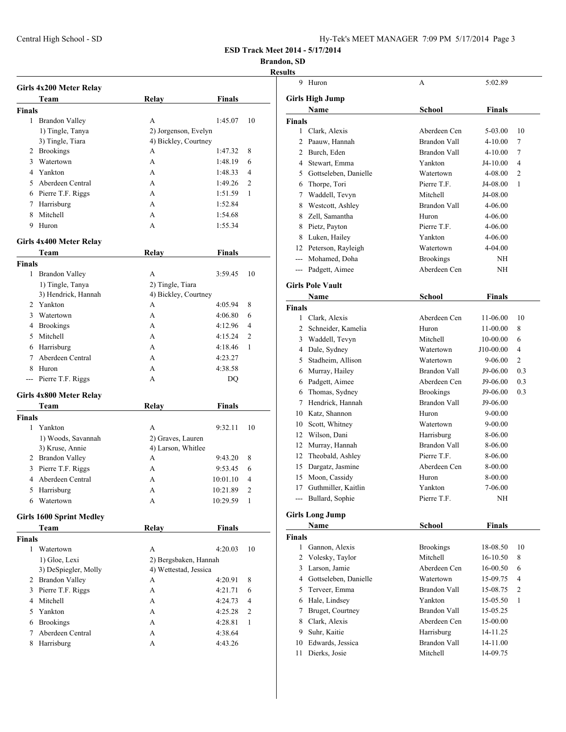## Girls 4x200 Meter Relay

| | Team | Relay | Finals | |
|---|---|---|---|---|
| **Finals** | | | | |
| 1 | Brandon Valley | A | 1:45.07 | 10 |
| | 1) Tingle, Tanya | 2) Jorgenson, Evelyn | | |
| | 3) Tingle, Tiara | 4) Bickley, Courtney | | |
| 2 | Brookings | A | 1:47.32 | 8 |
| 3 | Watertown | A | 1:48.19 | 6 |
| 4 | Yankton | A | 1:48.33 | 4 |
| 5 | Aberdeen Central | A | 1:49.26 | 2 |
| 6 | Pierre T.F. Riggs | A | 1:51.59 | 1 |
| 7 | Harrisburg | A | 1:52.84 | |
| 8 | Mitchell | A | 1:54.68 | |
| 9 | Huron | A | 1:55.34 | |

## Girls 4x400 Meter Relay

| | Team | Relay | Finals | |
|---|---|---|---|---|
| **Finals** | | | | |
| 1 | Brandon Valley | A | 3:59.45 | 10 |
| | 1) Tingle, Tanya | 2) Tingle, Tiara | | |
| | 3) Hendrick, Hannah | 4) Bickley, Courtney | | |
| 2 | Yankton | A | 4:05.94 | 8 |
| 3 | Watertown | A | 4:06.80 | 6 |
| 4 | Brookings | A | 4:12.96 | 4 |
| 5 | Mitchell | A | 4:15.24 | 2 |
| 6 | Harrisburg | A | 4:18.46 | 1 |
| 7 | Aberdeen Central | A | 4:23.27 | |
| 8 | Huron | A | 4:38.58 | |
| --- | Pierre T.F. Riggs | A | DQ | |

## Girls 4x800 Meter Relay

| | Team | Relay | Finals | |
|---|---|---|---|---|
| **Finals** | | | | |
| 1 | Yankton | A | 9:32.11 | 10 |
| | 1) Woods, Savannah | 2) Graves, Lauren | | |
| | 3) Kruse, Annie | 4) Larson, Whitlee | | |
| 2 | Brandon Valley | A | 9:43.20 | 8 |
| 3 | Pierre T.F. Riggs | A | 9:53.45 | 6 |
| 4 | Aberdeen Central | A | 10:01.10 | 4 |
| 5 | Harrisburg | A | 10:21.89 | 2 |
| 6 | Watertown | A | 10:29.59 | 1 |

## Girls 1600 Sprint Medley

| | Team | Relay | Finals | |
|---|---|---|---|---|
| **Finals** | | | | |
| 1 | Watertown | A | 4:20.03 | 10 |
| | 1) Gloe, Lexi | 2) Bergsbaken, Hannah | | |
| | 3) DeSpiegler, Molly | 4) Wettestad, Jessica | | |
| 2 | Brandon Valley | A | 4:20.91 | 8 |
| 3 | Pierre T.F. Riggs | A | 4:21.71 | 6 |
| 4 | Mitchell | A | 4:24.73 | 4 |
| 5 | Yankton | A | 4:25.28 | 2 |
| 6 | Brookings | A | 4:28.81 | 1 |
| 7 | Aberdeen Central | A | 4:38.64 | |
| 8 | Harrisburg | A | 4:43.26 | |
| 9 | Huron | A | 5:02.89 | |

## Girls High Jump

| | Name | School | Finals | |
|---|---|---|---|---|
| **Finals** | | | | |
| 1 | Clark, Alexis | Aberdeen Cen | 5-03.00 | 10 |
| 2 | Paauw, Hannah | Brandon Vall | 4-10.00 | 7 |
| 2 | Burch, Eden | Brandon Vall | 4-10.00 | 7 |
| 4 | Stewart, Emma | Yankton | J4-10.00 | 4 |
| 5 | Gottseleben, Danielle | Watertown | 4-08.00 | 2 |
| 6 | Thorpe, Tori | Pierre T.F. | J4-08.00 | 1 |
| 7 | Waddell, Tevyn | Mitchell | J4-08.00 | |
| 8 | Westcott, Ashley | Brandon Vall | 4-06.00 | |
| 8 | Zell, Samantha | Huron | 4-06.00 | |
| 8 | Pietz, Payton | Pierre T.F. | 4-06.00 | |
| 8 | Luken, Hailey | Yankton | 4-06.00 | |
| 12 | Peterson, Rayleigh | Watertown | 4-04.00 | |
| --- | Mohamed, Doha | Brookings | NH | |
| --- | Padgett, Aimee | Aberdeen Cen | NH | |

## Girls Pole Vault

| | Name | School | Finals | |
|---|---|---|---|---|
| **Finals** | | | | |
| 1 | Clark, Alexis | Aberdeen Cen | 11-06.00 | 10 |
| 2 | Schneider, Kamelia | Huron | 11-00.00 | 8 |
| 3 | Waddell, Tevyn | Mitchell | 10-00.00 | 6 |
| 4 | Dale, Sydney | Watertown | J10-00.00 | 4 |
| 5 | Stadheim, Allison | Watertown | 9-06.00 | 2 |
| 6 | Murray, Hailey | Brandon Vall | J9-06.00 | 0.3 |
| 6 | Padgett, Aimee | Aberdeen Cen | J9-06.00 | 0.3 |
| 6 | Thomas, Sydney | Brookings | J9-06.00 | 0.3 |
| 7 | Hendrick, Hannah | Brandon Vall | J9-06.00 | |
| 10 | Katz, Shannon | Huron | 9-00.00 | |
| 10 | Scott, Whitney | Watertown | 9-00.00 | |
| 12 | Wilson, Dani | Harrisburg | 8-06.00 | |
| 12 | Murray, Hannah | Brandon Vall | 8-06.00 | |
| 12 | Theobald, Ashley | Pierre T.F. | 8-06.00 | |
| 15 | Dargatz, Jasmine | Aberdeen Cen | 8-00.00 | |
| 15 | Moon, Cassidy | Huron | 8-00.00 | |
| 17 | Guthmiller, Kaitlin | Yankton | 7-06.00 | |
| --- | Bullard, Sophie | Pierre T.F. | NH | |

## Girls Long Jump

| | Name | School | Finals | |
|---|---|---|---|---|
| **Finals** | | | | |
| 1 | Gannon, Alexis | Brookings | 18-08.50 | 10 |
| 2 | Volesky, Taylor | Mitchell | 16-10.50 | 8 |
| 3 | Larson, Jamie | Aberdeen Cen | 16-00.50 | 6 |
| 4 | Gottseleben, Danielle | Watertown | 15-09.75 | 4 |
| 5 | Terveer, Emma | Brandon Vall | 15-08.75 | 2 |
| 6 | Hale, Lindsey | Yankton | 15-05.50 | 1 |
| 7 | Bruget, Courtney | Brandon Vall | 15-05.25 | |
| 8 | Clark, Alexis | Aberdeen Cen | 15-00.00 | |
| 9 | Suhr, Kaitie | Harrisburg | 14-11.25 | |
| 10 | Edwards, Jessica | Brandon Vall | 14-11.00 | |
| 11 | Dierks, Josie | Mitchell | 14-09.75 | |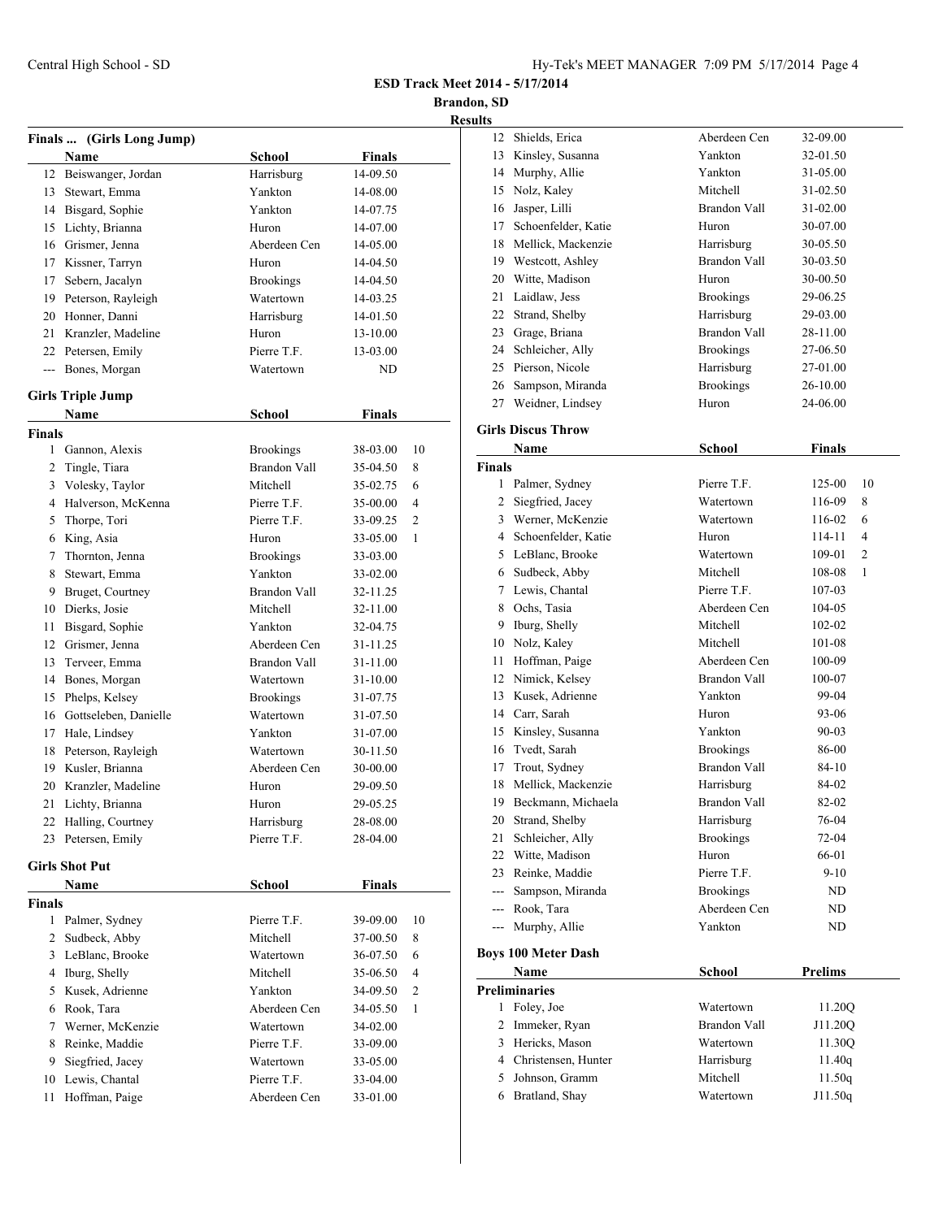## ESD Track Meet 2014 - 5/17/2014

**Brandon, SD**

**Results**

### Finals ... (Girls Long Jump)

| | Name | School | Finals |
|---|---|---|---|
| 12 | Beiswanger, Jordan | Harrisburg | 14-09.50 |
| 13 | Stewart, Emma | Yankton | 14-08.00 |
| 14 | Bisgard, Sophie | Yankton | 14-07.75 |
| 15 | Lichty, Brianna | Huron | 14-07.00 |
| 16 | Grismer, Jenna | Aberdeen Cen | 14-05.00 |
| 17 | Kissner, Tarryn | Huron | 14-04.50 |
| 17 | Sebern, Jacalyn | Brookings | 14-04.50 |
| 19 | Peterson, Rayleigh | Watertown | 14-03.25 |
| 20 | Honner, Danni | Harrisburg | 14-01.50 |
| 21 | Kranzler, Madeline | Huron | 13-10.00 |
| 22 | Petersen, Emily | Pierre T.F. | 13-03.00 |
| --- | Bones, Morgan | Watertown | ND |

### Girls Triple Jump

**Finals**

| | Name | School | Finals | |
|---|---|---|---|---|
| 1 | Gannon, Alexis | Brookings | 38-03.00 | 10 |
| 2 | Tingle, Tiara | Brandon Vall | 35-04.50 | 8 |
| 3 | Volesky, Taylor | Mitchell | 35-02.75 | 6 |
| 4 | Halverson, McKenna | Pierre T.F. | 35-00.00 | 4 |
| 5 | Thorpe, Tori | Pierre T.F. | 33-09.25 | 2 |
| 6 | King, Asia | Huron | 33-05.00 | 1 |
| 7 | Thornton, Jenna | Brookings | 33-03.00 | |
| 8 | Stewart, Emma | Yankton | 33-02.00 | |
| 9 | Bruget, Courtney | Brandon Vall | 32-11.25 | |
| 10 | Dierks, Josie | Mitchell | 32-11.00 | |
| 11 | Bisgard, Sophie | Yankton | 32-04.75 | |
| 12 | Grismer, Jenna | Aberdeen Cen | 31-11.25 | |
| 13 | Terveer, Emma | Brandon Vall | 31-11.00 | |
| 14 | Bones, Morgan | Watertown | 31-10.00 | |
| 15 | Phelps, Kelsey | Brookings | 31-07.75 | |
| 16 | Gottseleben, Danielle | Watertown | 31-07.50 | |
| 17 | Hale, Lindsey | Yankton | 31-07.00 | |
| 18 | Peterson, Rayleigh | Watertown | 30-11.50 | |
| 19 | Kusler, Brianna | Aberdeen Cen | 30-00.00 | |
| 20 | Kranzler, Madeline | Huron | 29-09.50 | |
| 21 | Lichty, Brianna | Huron | 29-05.25 | |
| 22 | Halling, Courtney | Harrisburg | 28-08.00 | |
| 23 | Petersen, Emily | Pierre T.F. | 28-04.00 | |

### Girls Shot Put

**Finals**

| | Name | School | Finals | |
|---|---|---|---|---|
| 1 | Palmer, Sydney | Pierre T.F. | 39-09.00 | 10 |
| 2 | Sudbeck, Abby | Mitchell | 37-00.50 | 8 |
| 3 | LeBlanc, Brooke | Watertown | 36-07.50 | 6 |
| 4 | Iburg, Shelly | Mitchell | 35-06.50 | 4 |
| 5 | Kusek, Adrienne | Yankton | 34-09.50 | 2 |
| 6 | Rook, Tara | Aberdeen Cen | 34-05.50 | 1 |
| 7 | Werner, McKenzie | Watertown | 34-02.00 | |
| 8 | Reinke, Maddie | Pierre T.F. | 33-09.00 | |
| 9 | Siegfried, Jacey | Watertown | 33-05.00 | |
| 10 | Lewis, Chantal | Pierre T.F. | 33-04.00 | |
| 11 | Hoffman, Paige | Aberdeen Cen | 33-01.00 | |
| 12 | Shields, Erica | Aberdeen Cen | 32-09.00 | |
| 13 | Kinsley, Susanna | Yankton | 32-01.50 | |
| 14 | Murphy, Allie | Yankton | 31-05.00 | |
| 15 | Nolz, Kaley | Mitchell | 31-02.50 | |
| 16 | Jasper, Lilli | Brandon Vall | 31-02.00 | |
| 17 | Schoenfelder, Katie | Huron | 30-07.00 | |
| 18 | Mellick, Mackenzie | Harrisburg | 30-05.50 | |
| 19 | Westcott, Ashley | Brandon Vall | 30-03.50 | |
| 20 | Witte, Madison | Huron | 30-00.50 | |
| 21 | Laidlaw, Jess | Brookings | 29-06.25 | |
| 22 | Strand, Shelby | Harrisburg | 29-03.00 | |
| 23 | Grage, Briana | Brandon Vall | 28-11.00 | |
| 24 | Schleicher, Ally | Brookings | 27-06.50 | |
| 25 | Pierson, Nicole | Harrisburg | 27-01.00 | |
| 26 | Sampson, Miranda | Brookings | 26-10.00 | |
| 27 | Weidner, Lindsey | Huron | 24-06.00 | |

### Girls Discus Throw

**Finals**

| | Name | School | Finals | |
|---|---|---|---|---|
| 1 | Palmer, Sydney | Pierre T.F. | 125-00 | 10 |
| 2 | Siegfried, Jacey | Watertown | 116-09 | 8 |
| 3 | Werner, McKenzie | Watertown | 116-02 | 6 |
| 4 | Schoenfelder, Katie | Huron | 114-11 | 4 |
| 5 | LeBlanc, Brooke | Watertown | 109-01 | 2 |
| 6 | Sudbeck, Abby | Mitchell | 108-08 | 1 |
| 7 | Lewis, Chantal | Pierre T.F. | 107-03 | |
| 8 | Ochs, Tasia | Aberdeen Cen | 104-05 | |
| 9 | Iburg, Shelly | Mitchell | 102-02 | |
| 10 | Nolz, Kaley | Mitchell | 101-08 | |
| 11 | Hoffman, Paige | Aberdeen Cen | 100-09 | |
| 12 | Nimick, Kelsey | Brandon Vall | 100-07 | |
| 13 | Kusek, Adrienne | Yankton | 99-04 | |
| 14 | Carr, Sarah | Huron | 93-06 | |
| 15 | Kinsley, Susanna | Yankton | 90-03 | |
| 16 | Tvedt, Sarah | Brookings | 86-00 | |
| 17 | Trout, Sydney | Brandon Vall | 84-10 | |
| 18 | Mellick, Mackenzie | Harrisburg | 84-02 | |
| 19 | Beckmann, Michaela | Brandon Vall | 82-02 | |
| 20 | Strand, Shelby | Harrisburg | 76-04 | |
| 21 | Schleicher, Ally | Brookings | 72-04 | |
| 22 | Witte, Madison | Huron | 66-01 | |
| 23 | Reinke, Maddie | Pierre T.F. | 9-10 | |
| --- | Sampson, Miranda | Brookings | ND | |
| --- | Rook, Tara | Aberdeen Cen | ND | |
| --- | Murphy, Allie | Yankton | ND | |

### Boys 100 Meter Dash

**Preliminaries**

| | Name | School | Prelims |
|---|---|---|---|
| 1 | Foley, Joe | Watertown | 11.20Q |
| 2 | Immeker, Ryan | Brandon Vall | J11.20Q |
| 3 | Hericks, Mason | Watertown | 11.30Q |
| 4 | Christensen, Hunter | Harrisburg | 11.40q |
| 5 | Johnson, Gramm | Mitchell | 11.50q |
| 6 | Bratland, Shay | Watertown | J11.50q |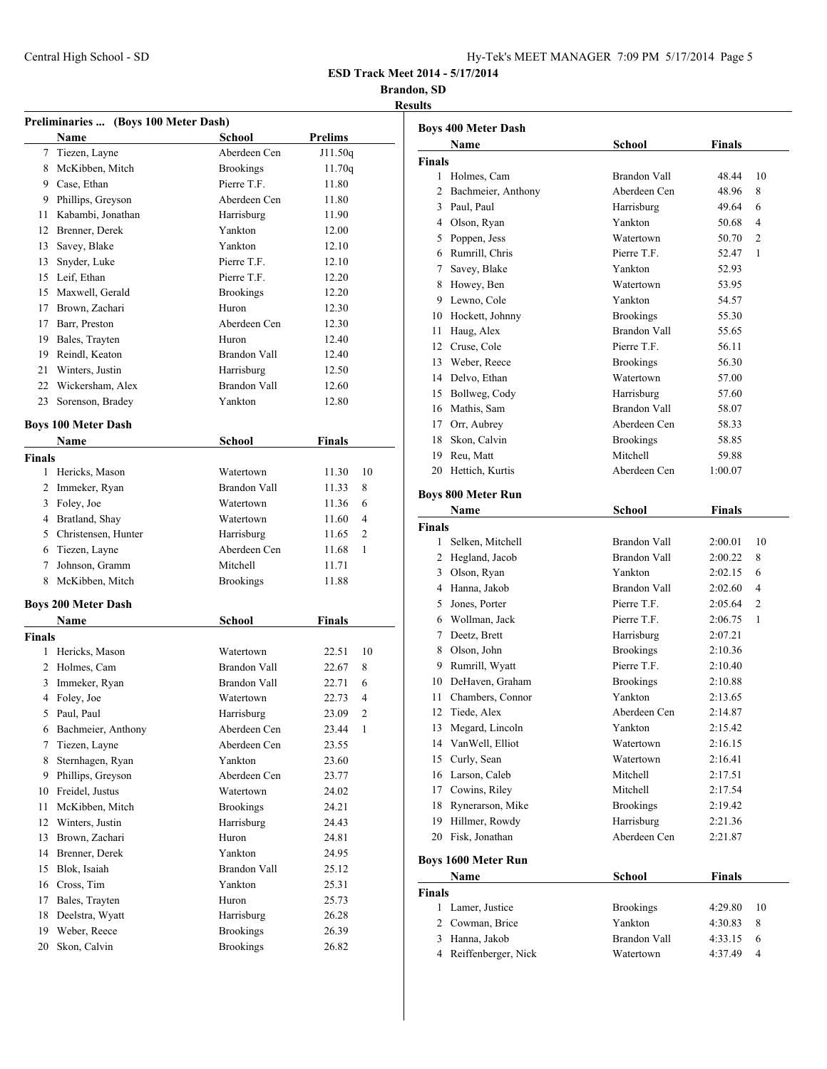## ESD Track Meet 2014 - 5/17/2014

**Brandon, SD**

**Results**

### Preliminaries ... (Boys 100 Meter Dash)

| | Name | School | Prelims |
|---|---|---|---|
| 7 | Tiezen, Layne | Aberdeen Cen | J11.50q |
| 8 | McKibben, Mitch | Brookings | 11.70q |
| 9 | Case, Ethan | Pierre T.F. | 11.80 |
| 9 | Phillips, Greyson | Aberdeen Cen | 11.80 |
| 11 | Kabambi, Jonathan | Harrisburg | 11.90 |
| 12 | Brenner, Derek | Yankton | 12.00 |
| 13 | Savey, Blake | Yankton | 12.10 |
| 13 | Snyder, Luke | Pierre T.F. | 12.10 |
| 15 | Leif, Ethan | Pierre T.F. | 12.20 |
| 15 | Maxwell, Gerald | Brookings | 12.20 |
| 17 | Brown, Zachari | Huron | 12.30 |
| 17 | Barr, Preston | Aberdeen Cen | 12.30 |
| 19 | Bales, Trayten | Huron | 12.40 |
| 19 | Reindl, Keaton | Brandon Vall | 12.40 |
| 21 | Winters, Justin | Harrisburg | 12.50 |
| 22 | Wickersham, Alex | Brandon Vall | 12.60 |
| 23 | Sorenson, Bradey | Yankton | 12.80 |

### Boys 100 Meter Dash

**Finals**

| | Name | School | Finals | |
|---|---|---|---|---|
| 1 | Hericks, Mason | Watertown | 11.30 | 10 |
| 2 | Immeker, Ryan | Brandon Vall | 11.33 | 8 |
| 3 | Foley, Joe | Watertown | 11.36 | 6 |
| 4 | Bratland, Shay | Watertown | 11.60 | 4 |
| 5 | Christensen, Hunter | Harrisburg | 11.65 | 2 |
| 6 | Tiezen, Layne | Aberdeen Cen | 11.68 | 1 |
| 7 | Johnson, Gramm | Mitchell | 11.71 | |
| 8 | McKibben, Mitch | Brookings | 11.88 | |

### Boys 200 Meter Dash

**Finals**

| | Name | School | Finals | |
|---|---|---|---|---|
| 1 | Hericks, Mason | Watertown | 22.51 | 10 |
| 2 | Holmes, Cam | Brandon Vall | 22.67 | 8 |
| 3 | Immeker, Ryan | Brandon Vall | 22.71 | 6 |
| 4 | Foley, Joe | Watertown | 22.73 | 4 |
| 5 | Paul, Paul | Harrisburg | 23.09 | 2 |
| 6 | Bachmeier, Anthony | Aberdeen Cen | 23.44 | 1 |
| 7 | Tiezen, Layne | Aberdeen Cen | 23.55 | |
| 8 | Sternhagen, Ryan | Yankton | 23.60 | |
| 9 | Phillips, Greyson | Aberdeen Cen | 23.77 | |
| 10 | Freidel, Justus | Watertown | 24.02 | |
| 11 | McKibben, Mitch | Brookings | 24.21 | |
| 12 | Winters, Justin | Harrisburg | 24.43 | |
| 13 | Brown, Zachari | Huron | 24.81 | |
| 14 | Brenner, Derek | Yankton | 24.95 | |
| 15 | Blok, Isaiah | Brandon Vall | 25.12 | |
| 16 | Cross, Tim | Yankton | 25.31 | |
| 17 | Bales, Trayten | Huron | 25.73 | |
| 18 | Deelstra, Wyatt | Harrisburg | 26.28 | |
| 19 | Weber, Reece | Brookings | 26.39 | |
| 20 | Skon, Calvin | Brookings | 26.82 | |

### Boys 400 Meter Dash

**Finals**

| | Name | School | Finals | |
|---|---|---|---|---|
| 1 | Holmes, Cam | Brandon Vall | 48.44 | 10 |
| 2 | Bachmeier, Anthony | Aberdeen Cen | 48.96 | 8 |
| 3 | Paul, Paul | Harrisburg | 49.64 | 6 |
| 4 | Olson, Ryan | Yankton | 50.68 | 4 |
| 5 | Poppen, Jess | Watertown | 50.70 | 2 |
| 6 | Rumrill, Chris | Pierre T.F. | 52.47 | 1 |
| 7 | Savey, Blake | Yankton | 52.93 | |
| 8 | Howey, Ben | Watertown | 53.95 | |
| 9 | Lewno, Cole | Yankton | 54.57 | |
| 10 | Hockett, Johnny | Brookings | 55.30 | |
| 11 | Haug, Alex | Brandon Vall | 55.65 | |
| 12 | Cruse, Cole | Pierre T.F. | 56.11 | |
| 13 | Weber, Reece | Brookings | 56.30 | |
| 14 | Delvo, Ethan | Watertown | 57.00 | |
| 15 | Bollweg, Cody | Harrisburg | 57.60 | |
| 16 | Mathis, Sam | Brandon Vall | 58.07 | |
| 17 | Orr, Aubrey | Aberdeen Cen | 58.33 | |
| 18 | Skon, Calvin | Brookings | 58.85 | |
| 19 | Reu, Matt | Mitchell | 59.88 | |
| 20 | Hettich, Kurtis | Aberdeen Cen | 1:00.07 | |

### Boys 800 Meter Run

**Finals**

| | Name | School | Finals | |
|---|---|---|---|---|
| 1 | Selken, Mitchell | Brandon Vall | 2:00.01 | 10 |
| 2 | Hegland, Jacob | Brandon Vall | 2:00.22 | 8 |
| 3 | Olson, Ryan | Yankton | 2:02.15 | 6 |
| 4 | Hanna, Jakob | Brandon Vall | 2:02.60 | 4 |
| 5 | Jones, Porter | Pierre T.F. | 2:05.64 | 2 |
| 6 | Wollman, Jack | Pierre T.F. | 2:06.75 | 1 |
| 7 | Deetz, Brett | Harrisburg | 2:07.21 | |
| 8 | Olson, John | Brookings | 2:10.36 | |
| 9 | Rumrill, Wyatt | Pierre T.F. | 2:10.40 | |
| 10 | DeHaven, Graham | Brookings | 2:10.88 | |
| 11 | Chambers, Connor | Yankton | 2:13.65 | |
| 12 | Tiede, Alex | Aberdeen Cen | 2:14.87 | |
| 13 | Megard, Lincoln | Yankton | 2:15.42 | |
| 14 | VanWell, Elliot | Watertown | 2:16.15 | |
| 15 | Curly, Sean | Watertown | 2:16.41 | |
| 16 | Larson, Caleb | Mitchell | 2:17.51 | |
| 17 | Cowins, Riley | Mitchell | 2:17.54 | |
| 18 | Rynerarson, Mike | Brookings | 2:19.42 | |
| 19 | Hillmer, Rowdy | Harrisburg | 2:21.36 | |
| 20 | Fisk, Jonathan | Aberdeen Cen | 2:21.87 | |

### Boys 1600 Meter Run

**Finals**

| | Name | School | Finals | |
|---|---|---|---|---|
| 1 | Lamer, Justice | Brookings | 4:29.80 | 10 |
| 2 | Cowman, Brice | Yankton | 4:30.83 | 8 |
| 3 | Hanna, Jakob | Brandon Vall | 4:33.15 | 6 |
| 4 | Reiffenberger, Nick | Watertown | 4:37.49 | 4 |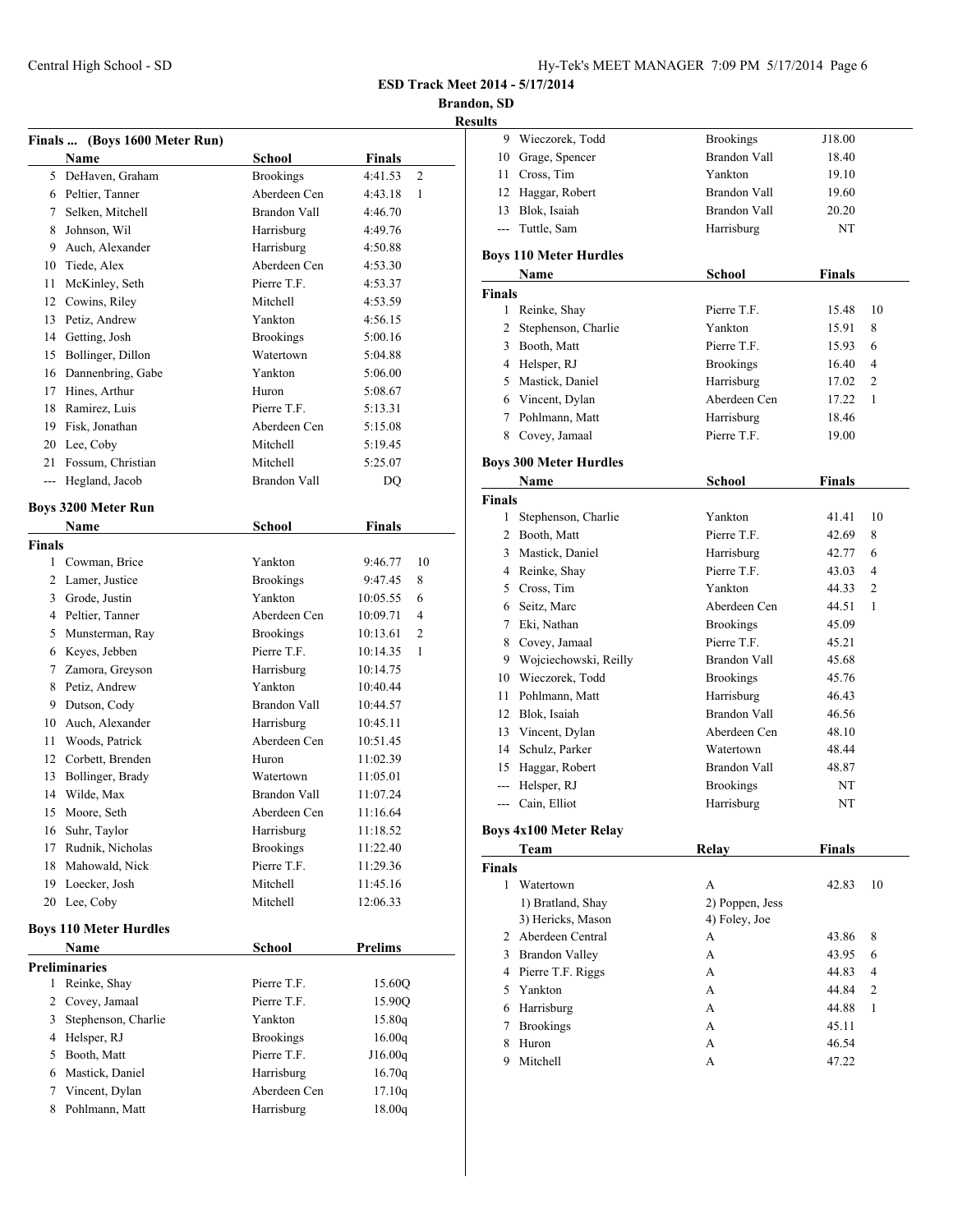# ESD Track Meet 2014 - 5/17/2014

**Brandon, SD**

**Results**

## Finals ... (Boys 1600 Meter Run)

| | Name | School | Finals | |
|---|---|---|---|---|
| 5 | DeHaven, Graham | Brookings | 4:41.53 | 2 |
| 6 | Peltier, Tanner | Aberdeen Cen | 4:43.18 | 1 |
| 7 | Selken, Mitchell | Brandon Vall | 4:46.70 | |
| 8 | Johnson, Wil | Harrisburg | 4:49.76 | |
| 9 | Auch, Alexander | Harrisburg | 4:50.88 | |
| 10 | Tiede, Alex | Aberdeen Cen | 4:53.30 | |
| 11 | McKinley, Seth | Pierre T.F. | 4:53.37 | |
| 12 | Cowins, Riley | Mitchell | 4:53.59 | |
| 13 | Petiz, Andrew | Yankton | 4:56.15 | |
| 14 | Getting, Josh | Brookings | 5:00.16 | |
| 15 | Bollinger, Dillon | Watertown | 5:04.88 | |
| 16 | Dannenbring, Gabe | Yankton | 5:06.00 | |
| 17 | Hines, Arthur | Huron | 5:08.67 | |
| 18 | Ramirez, Luis | Pierre T.F. | 5:13.31 | |
| 19 | Fisk, Jonathan | Aberdeen Cen | 5:15.08 | |
| 20 | Lee, Coby | Mitchell | 5:19.45 | |
| 21 | Fossum, Christian | Mitchell | 5:25.07 | |
| --- | Hegland, Jacob | Brandon Vall | DQ | |

## Boys 3200 Meter Run

| | Name | School | Finals | |
|---|---|---|---|---|
| **Finals** | | | | |
| 1 | Cowman, Brice | Yankton | 9:46.77 | 10 |
| 2 | Lamer, Justice | Brookings | 9:47.45 | 8 |
| 3 | Grode, Justin | Yankton | 10:05.55 | 6 |
| 4 | Peltier, Tanner | Aberdeen Cen | 10:09.71 | 4 |
| 5 | Munsterman, Ray | Brookings | 10:13.61 | 2 |
| 6 | Keyes, Jebben | Pierre T.F. | 10:14.35 | 1 |
| 7 | Zamora, Greyson | Harrisburg | 10:14.75 | |
| 8 | Petiz, Andrew | Yankton | 10:40.44 | |
| 9 | Dutson, Cody | Brandon Vall | 10:44.57 | |
| 10 | Auch, Alexander | Harrisburg | 10:45.11 | |
| 11 | Woods, Patrick | Aberdeen Cen | 10:51.45 | |
| 12 | Corbett, Brenden | Huron | 11:02.39 | |
| 13 | Bollinger, Brady | Watertown | 11:05.01 | |
| 14 | Wilde, Max | Brandon Vall | 11:07.24 | |
| 15 | Moore, Seth | Aberdeen Cen | 11:16.64 | |
| 16 | Suhr, Taylor | Harrisburg | 11:18.52 | |
| 17 | Rudnik, Nicholas | Brookings | 11:22.40 | |
| 18 | Mahowald, Nick | Pierre T.F. | 11:29.36 | |
| 19 | Loecker, Josh | Mitchell | 11:45.16 | |
| 20 | Lee, Coby | Mitchell | 12:06.33 | |

## Boys 110 Meter Hurdles

| | Name | School | Prelims |
|---|---|---|---|
| **Preliminaries** | | | |
| 1 | Reinke, Shay | Pierre T.F. | 15.60Q |
| 2 | Covey, Jamaal | Pierre T.F. | 15.90Q |
| 3 | Stephenson, Charlie | Yankton | 15.80q |
| 4 | Helsper, RJ | Brookings | 16.00q |
| 5 | Booth, Matt | Pierre T.F. | J16.00q |
| 6 | Mastick, Daniel | Harrisburg | 16.70q |
| 7 | Vincent, Dylan | Aberdeen Cen | 17.10q |
| 8 | Pohlmann, Matt | Harrisburg | 18.00q |
| 9 | Wieczorek, Todd | Brookings | J18.00 |
| 10 | Grage, Spencer | Brandon Vall | 18.40 |
| 11 | Cross, Tim | Yankton | 19.10 |
| 12 | Haggar, Robert | Brandon Vall | 19.60 |
| 13 | Blok, Isaiah | Brandon Vall | 20.20 |
| --- | Tuttle, Sam | Harrisburg | NT |

## Boys 110 Meter Hurdles

| | Name | School | Finals | |
|---|---|---|---|---|
| **Finals** | | | | |
| 1 | Reinke, Shay | Pierre T.F. | 15.48 | 10 |
| 2 | Stephenson, Charlie | Yankton | 15.91 | 8 |
| 3 | Booth, Matt | Pierre T.F. | 15.93 | 6 |
| 4 | Helsper, RJ | Brookings | 16.40 | 4 |
| 5 | Mastick, Daniel | Harrisburg | 17.02 | 2 |
| 6 | Vincent, Dylan | Aberdeen Cen | 17.22 | 1 |
| 7 | Pohlmann, Matt | Harrisburg | 18.46 | |
| 8 | Covey, Jamaal | Pierre T.F. | 19.00 | |

## Boys 300 Meter Hurdles

| | Name | School | Finals | |
|---|---|---|---|---|
| **Finals** | | | | |
| 1 | Stephenson, Charlie | Yankton | 41.41 | 10 |
| 2 | Booth, Matt | Pierre T.F. | 42.69 | 8 |
| 3 | Mastick, Daniel | Harrisburg | 42.77 | 6 |
| 4 | Reinke, Shay | Pierre T.F. | 43.03 | 4 |
| 5 | Cross, Tim | Yankton | 44.33 | 2 |
| 6 | Seitz, Marc | Aberdeen Cen | 44.51 | 1 |
| 7 | Eki, Nathan | Brookings | 45.09 | |
| 8 | Covey, Jamaal | Pierre T.F. | 45.21 | |
| 9 | Wojciechowski, Reilly | Brandon Vall | 45.68 | |
| 10 | Wieczorek, Todd | Brookings | 45.76 | |
| 11 | Pohlmann, Matt | Harrisburg | 46.43 | |
| 12 | Blok, Isaiah | Brandon Vall | 46.56 | |
| 13 | Vincent, Dylan | Aberdeen Cen | 48.10 | |
| 14 | Schulz, Parker | Watertown | 48.44 | |
| 15 | Haggar, Robert | Brandon Vall | 48.87 | |
| --- | Helsper, RJ | Brookings | NT | |
| --- | Cain, Elliot | Harrisburg | NT | |

## Boys 4x100 Meter Relay

| | Team | Relay | Finals | |
|---|---|---|---|---|
| **Finals** | | | | |
| 1 | Watertown | A | 42.83 | 10 |
| | 1) Bratland, Shay | 2) Poppen, Jess | | |
| | 3) Hericks, Mason | 4) Foley, Joe | | |
| 2 | Aberdeen Central | A | 43.86 | 8 |
| 3 | Brandon Valley | A | 43.95 | 6 |
| 4 | Pierre T.F. Riggs | A | 44.83 | 4 |
| 5 | Yankton | A | 44.84 | 2 |
| 6 | Harrisburg | A | 44.88 | 1 |
| 7 | Brookings | A | 45.11 | |
| 8 | Huron | A | 46.54 | |
| 9 | Mitchell | A | 47.22 | |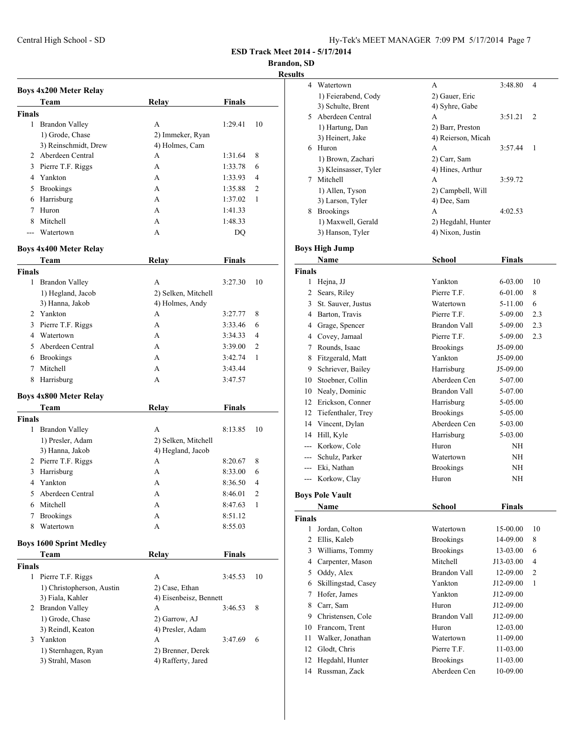ESD Track Meet 2014 - 5/17/2014

Brandon, SD

Results

### Boys 4x200 Meter Relay

| | Team | Relay | Finals | |
|---|---|---|---|---|
| **Finals** | | | | |
| 1 | Brandon Valley | A | 1:29.41 | 10 |
| | 1) Grode, Chase | 2) Immeker, Ryan | | |
| | 3) Reinschmidt, Drew | 4) Holmes, Cam | | |
| 2 | Aberdeen Central | A | 1:31.64 | 8 |
| 3 | Pierre T.F. Riggs | A | 1:33.78 | 6 |
| 4 | Yankton | A | 1:33.93 | 4 |
| 5 | Brookings | A | 1:35.88 | 2 |
| 6 | Harrisburg | A | 1:37.02 | 1 |
| 7 | Huron | A | 1:41.33 | |
| 8 | Mitchell | A | 1:48.33 | |
| --- | Watertown | A | DQ | |

### Boys 4x400 Meter Relay

| | Team | Relay | Finals | |
|---|---|---|---|---|
| **Finals** | | | | |
| 1 | Brandon Valley | A | 3:27.30 | 10 |
| | 1) Hegland, Jacob | 2) Selken, Mitchell | | |
| | 3) Hanna, Jakob | 4) Holmes, Andy | | |
| 2 | Yankton | A | 3:27.77 | 8 |
| 3 | Pierre T.F. Riggs | A | 3:33.46 | 6 |
| 4 | Watertown | A | 3:34.33 | 4 |
| 5 | Aberdeen Central | A | 3:39.00 | 2 |
| 6 | Brookings | A | 3:42.74 | 1 |
| 7 | Mitchell | A | 3:43.44 | |
| 8 | Harrisburg | A | 3:47.57 | |

### Boys 4x800 Meter Relay

| | Team | Relay | Finals | |
|---|---|---|---|---|
| **Finals** | | | | |
| 1 | Brandon Valley | A | 8:13.85 | 10 |
| | 1) Presler, Adam | 2) Selken, Mitchell | | |
| | 3) Hanna, Jakob | 4) Hegland, Jacob | | |
| 2 | Pierre T.F. Riggs | A | 8:20.67 | 8 |
| 3 | Harrisburg | A | 8:33.00 | 6 |
| 4 | Yankton | A | 8:36.50 | 4 |
| 5 | Aberdeen Central | A | 8:46.01 | 2 |
| 6 | Mitchell | A | 8:47.63 | 1 |
| 7 | Brookings | A | 8:51.12 | |
| 8 | Watertown | A | 8:55.03 | |

### Boys 1600 Sprint Medley

| | Team | Relay | Finals | |
|---|---|---|---|---|
| **Finals** | | | | |
| 1 | Pierre T.F. Riggs | A | 3:45.53 | 10 |
| | 1) Christopherson, Austin | 2) Case, Ethan | | |
| | 3) Fiala, Kahler | 4) Eisenbeisz, Bennett | | |
| 2 | Brandon Valley | A | 3:46.53 | 8 |
| | 1) Grode, Chase | 2) Garrow, AJ | | |
| | 3) Reindl, Keaton | 4) Presler, Adam | | |
| 3 | Yankton | A | 3:47.69 | 6 |
| | 1) Sternhagen, Ryan | 2) Brenner, Derek | | |
| | 3) Strahl, Mason | 4) Rafferty, Jared | | |
| 4 | Watertown | A | 3:48.80 | 4 |
| | 1) Feierabend, Cody | 2) Gauer, Eric | | |
| | 3) Schulte, Brent | 4) Syhre, Gabe | | |
| 5 | Aberdeen Central | A | 3:51.21 | 2 |
| | 1) Hartung, Dan | 2) Barr, Preston | | |
| | 3) Heinert, Jake | 4) Reierson, Micah | | |
| 6 | Huron | A | 3:57.44 | 1 |
| | 1) Brown, Zachari | 2) Carr, Sam | | |
| | 3) Kleinsasser, Tyler | 4) Hines, Arthur | | |
| 7 | Mitchell | A | 3:59.72 | |
| | 1) Allen, Tyson | 2) Campbell, Will | | |
| | 3) Larson, Tyler | 4) Dee, Sam | | |
| 8 | Brookings | A | 4:02.53 | |
| | 1) Maxwell, Gerald | 2) Hegdahl, Hunter | | |
| | 3) Hanson, Tyler | 4) Nixon, Justin | | |

### Boys High Jump

| | Name | School | Finals | |
|---|---|---|---|---|
| **Finals** | | | | |
| 1 | Hejna, JJ | Yankton | 6-03.00 | 10 |
| 2 | Sears, Riley | Pierre T.F. | 6-01.00 | 8 |
| 3 | St. Sauver, Justus | Watertown | 5-11.00 | 6 |
| 4 | Barton, Travis | Pierre T.F. | 5-09.00 | 2.3 |
| 4 | Grage, Spencer | Brandon Vall | 5-09.00 | 2.3 |
| 4 | Covey, Jamaal | Pierre T.F. | 5-09.00 | 2.3 |
| 7 | Rounds, Isaac | Brookings | J5-09.00 | |
| 8 | Fitzgerald, Matt | Yankton | J5-09.00 | |
| 9 | Schriever, Bailey | Harrisburg | J5-09.00 | |
| 10 | Stoebner, Collin | Aberdeen Cen | 5-07.00 | |
| 10 | Nealy, Dominic | Brandon Vall | 5-07.00 | |
| 12 | Erickson, Conner | Harrisburg | 5-05.00 | |
| 12 | Tiefenthaler, Trey | Brookings | 5-05.00 | |
| 14 | Vincent, Dylan | Aberdeen Cen | 5-03.00 | |
| 14 | Hill, Kyle | Harrisburg | 5-03.00 | |
| --- | Korkow, Cole | Huron | NH | |
| --- | Schulz, Parker | Watertown | NH | |
| --- | Eki, Nathan | Brookings | NH | |
| --- | Korkow, Clay | Huron | NH | |

### Boys Pole Vault

| | Name | School | Finals | |
|---|---|---|---|---|
| **Finals** | | | | |
| 1 | Jordan, Colton | Watertown | 15-00.00 | 10 |
| 2 | Ellis, Kaleb | Brookings | 14-09.00 | 8 |
| 3 | Williams, Tommy | Brookings | 13-03.00 | 6 |
| 4 | Carpenter, Mason | Mitchell | J13-03.00 | 4 |
| 5 | Oddy, Alex | Brandon Vall | 12-09.00 | 2 |
| 6 | Skillingstad, Casey | Yankton | J12-09.00 | 1 |
| 7 | Hofer, James | Yankton | J12-09.00 | |
| 8 | Carr, Sam | Huron | J12-09.00 | |
| 9 | Christensen, Cole | Brandon Vall | J12-09.00 | |
| 10 | Francom, Trent | Huron | 12-03.00 | |
| 11 | Walker, Jonathan | Watertown | 11-09.00 | |
| 12 | Glodt, Chris | Pierre T.F. | 11-03.00 | |
| 12 | Hegdahl, Hunter | Brookings | 11-03.00 | |
| 14 | Russman, Zack | Aberdeen Cen | 10-09.00 | |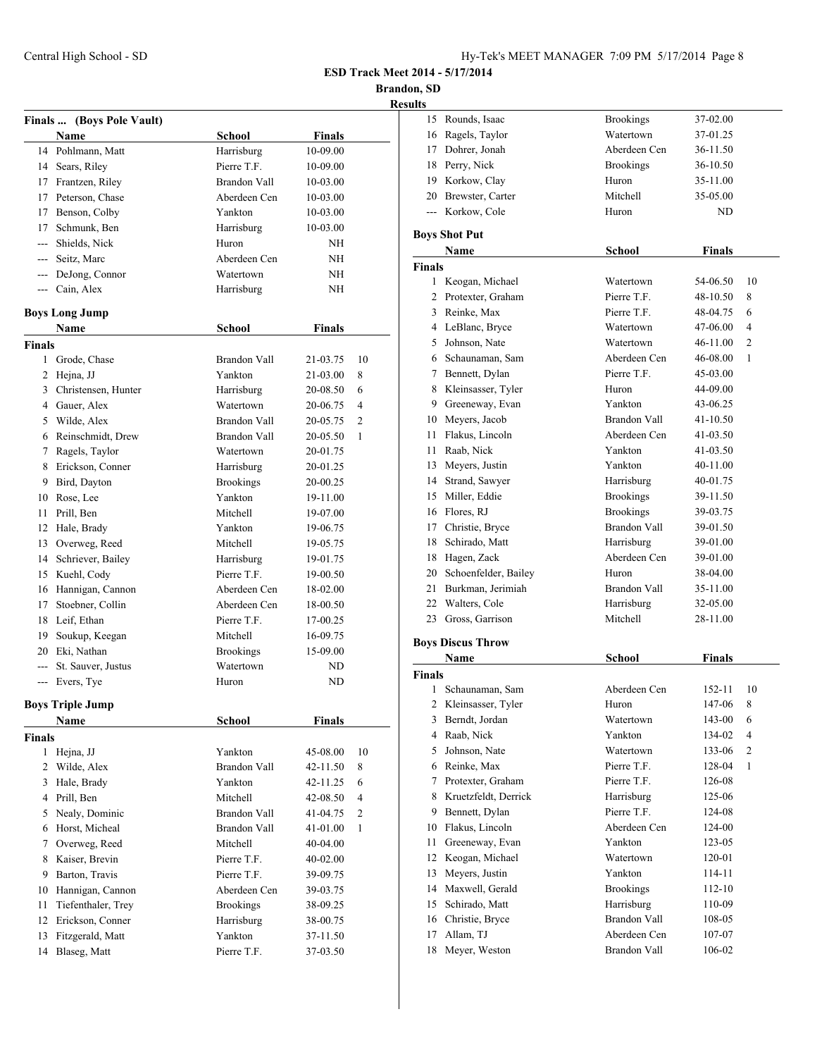**ESD Track Meet 2014 - 5/17/2014**

**Brandon, SD**

**Results**

**Finals ... (Boys Pole Vault)**

| | Name | School | Finals | |
|---|---|---|---|---|
| 14 | Pohlmann, Matt | Harrisburg | 10-09.00 | |
| 14 | Sears, Riley | Pierre T.F. | 10-09.00 | |
| 17 | Frantzen, Riley | Brandon Vall | 10-03.00 | |
| 17 | Peterson, Chase | Aberdeen Cen | 10-03.00 | |
| 17 | Benson, Colby | Yankton | 10-03.00 | |
| 17 | Schmunk, Ben | Harrisburg | 10-03.00 | |
| --- | Shields, Nick | Huron | NH | |
| --- | Seitz, Marc | Aberdeen Cen | NH | |
| --- | DeJong, Connor | Watertown | NH | |
| --- | Cain, Alex | Harrisburg | NH | |

**Boys Long Jump**

**Finals**

| | Name | School | Finals | |
|---|---|---|---|---|
| 1 | Grode, Chase | Brandon Vall | 21-03.75 | 10 |
| 2 | Hejna, JJ | Yankton | 21-03.00 | 8 |
| 3 | Christensen, Hunter | Harrisburg | 20-08.50 | 6 |
| 4 | Gauer, Alex | Watertown | 20-06.75 | 4 |
| 5 | Wilde, Alex | Brandon Vall | 20-05.75 | 2 |
| 6 | Reinschmidt, Drew | Brandon Vall | 20-05.50 | 1 |
| 7 | Ragels, Taylor | Watertown | 20-01.75 | |
| 8 | Erickson, Conner | Harrisburg | 20-01.25 | |
| 9 | Bird, Dayton | Brookings | 20-00.25 | |
| 10 | Rose, Lee | Yankton | 19-11.00 | |
| 11 | Prill, Ben | Mitchell | 19-07.00 | |
| 12 | Hale, Brady | Yankton | 19-06.75 | |
| 13 | Overweg, Reed | Mitchell | 19-05.75 | |
| 14 | Schriever, Bailey | Harrisburg | 19-01.75 | |
| 15 | Kuehl, Cody | Pierre T.F. | 19-00.50 | |
| 16 | Hannigan, Cannon | Aberdeen Cen | 18-02.00 | |
| 17 | Stoebner, Collin | Aberdeen Cen | 18-00.50 | |
| 18 | Leif, Ethan | Pierre T.F. | 17-00.25 | |
| 19 | Soukup, Keegan | Mitchell | 16-09.75 | |
| 20 | Eki, Nathan | Brookings | 15-09.00 | |
| --- | St. Sauver, Justus | Watertown | ND | |
| --- | Evers, Tye | Huron | ND | |

**Boys Triple Jump**

**Finals**

| | Name | School | Finals | |
|---|---|---|---|---|
| 1 | Hejna, JJ | Yankton | 45-08.00 | 10 |
| 2 | Wilde, Alex | Brandon Vall | 42-11.50 | 8 |
| 3 | Hale, Brady | Yankton | 42-11.25 | 6 |
| 4 | Prill, Ben | Mitchell | 42-08.50 | 4 |
| 5 | Nealy, Dominic | Brandon Vall | 41-04.75 | 2 |
| 6 | Horst, Micheal | Brandon Vall | 41-01.00 | 1 |
| 7 | Overweg, Reed | Mitchell | 40-04.00 | |
| 8 | Kaiser, Brevin | Pierre T.F. | 40-02.00 | |
| 9 | Barton, Travis | Pierre T.F. | 39-09.75 | |
| 10 | Hannigan, Cannon | Aberdeen Cen | 39-03.75 | |
| 11 | Tiefenthaler, Trey | Brookings | 38-09.25 | |
| 12 | Erickson, Conner | Harrisburg | 38-00.75 | |
| 13 | Fitzgerald, Matt | Yankton | 37-11.50 | |
| 14 | Blaseg, Matt | Pierre T.F. | 37-03.50 | |
| 15 | Rounds, Isaac | Brookings | 37-02.00 | |
| 16 | Ragels, Taylor | Watertown | 37-01.25 | |
| 17 | Dohrer, Jonah | Aberdeen Cen | 36-11.50 | |
| 18 | Perry, Nick | Brookings | 36-10.50 | |
| 19 | Korkow, Clay | Huron | 35-11.00 | |
| 20 | Brewster, Carter | Mitchell | 35-05.00 | |
| --- | Korkow, Cole | Huron | ND | |

**Boys Shot Put**

**Finals**

| | Name | School | Finals | |
|---|---|---|---|---|
| 1 | Keogan, Michael | Watertown | 54-06.50 | 10 |
| 2 | Protexter, Graham | Pierre T.F. | 48-10.50 | 8 |
| 3 | Reinke, Max | Pierre T.F. | 48-04.75 | 6 |
| 4 | LeBlanc, Bryce | Watertown | 47-06.00 | 4 |
| 5 | Johnson, Nate | Watertown | 46-11.00 | 2 |
| 6 | Schaunaman, Sam | Aberdeen Cen | 46-08.00 | 1 |
| 7 | Bennett, Dylan | Pierre T.F. | 45-03.00 | |
| 8 | Kleinsasser, Tyler | Huron | 44-09.00 | |
| 9 | Greeneway, Evan | Yankton | 43-06.25 | |
| 10 | Meyers, Jacob | Brandon Vall | 41-10.50 | |
| 11 | Flakus, Lincoln | Aberdeen Cen | 41-03.50 | |
| 11 | Raab, Nick | Yankton | 41-03.50 | |
| 13 | Meyers, Justin | Yankton | 40-11.00 | |
| 14 | Strand, Sawyer | Harrisburg | 40-01.75 | |
| 15 | Miller, Eddie | Brookings | 39-11.50 | |
| 16 | Flores, RJ | Brookings | 39-03.75 | |
| 17 | Christie, Bryce | Brandon Vall | 39-01.50 | |
| 18 | Schirado, Matt | Harrisburg | 39-01.00 | |
| 18 | Hagen, Zack | Aberdeen Cen | 39-01.00 | |
| 20 | Schoenfelder, Bailey | Huron | 38-04.00 | |
| 21 | Burkman, Jerimiah | Brandon Vall | 35-11.00 | |
| 22 | Walters, Cole | Harrisburg | 32-05.00 | |
| 23 | Gross, Garrison | Mitchell | 28-11.00 | |

**Boys Discus Throw**

**Finals**

| | Name | School | Finals | |
|---|---|---|---|---|
| 1 | Schaunaman, Sam | Aberdeen Cen | 152-11 | 10 |
| 2 | Kleinsasser, Tyler | Huron | 147-06 | 8 |
| 3 | Berndt, Jordan | Watertown | 143-00 | 6 |
| 4 | Raab, Nick | Yankton | 134-02 | 4 |
| 5 | Johnson, Nate | Watertown | 133-06 | 2 |
| 6 | Reinke, Max | Pierre T.F. | 128-04 | 1 |
| 7 | Protexter, Graham | Pierre T.F. | 126-08 | |
| 8 | Kruetzfeldt, Derrick | Harrisburg | 125-06 | |
| 9 | Bennett, Dylan | Pierre T.F. | 124-08 | |
| 10 | Flakus, Lincoln | Aberdeen Cen | 124-00 | |
| 11 | Greeneway, Evan | Yankton | 123-05 | |
| 12 | Keogan, Michael | Watertown | 120-01 | |
| 13 | Meyers, Justin | Yankton | 114-11 | |
| 14 | Maxwell, Gerald | Brookings | 112-10 | |
| 15 | Schirado, Matt | Harrisburg | 110-09 | |
| 16 | Christie, Bryce | Brandon Vall | 108-05 | |
| 17 | Allam, TJ | Aberdeen Cen | 107-07 | |
| 18 | Meyer, Weston | Brandon Vall | 106-02 | |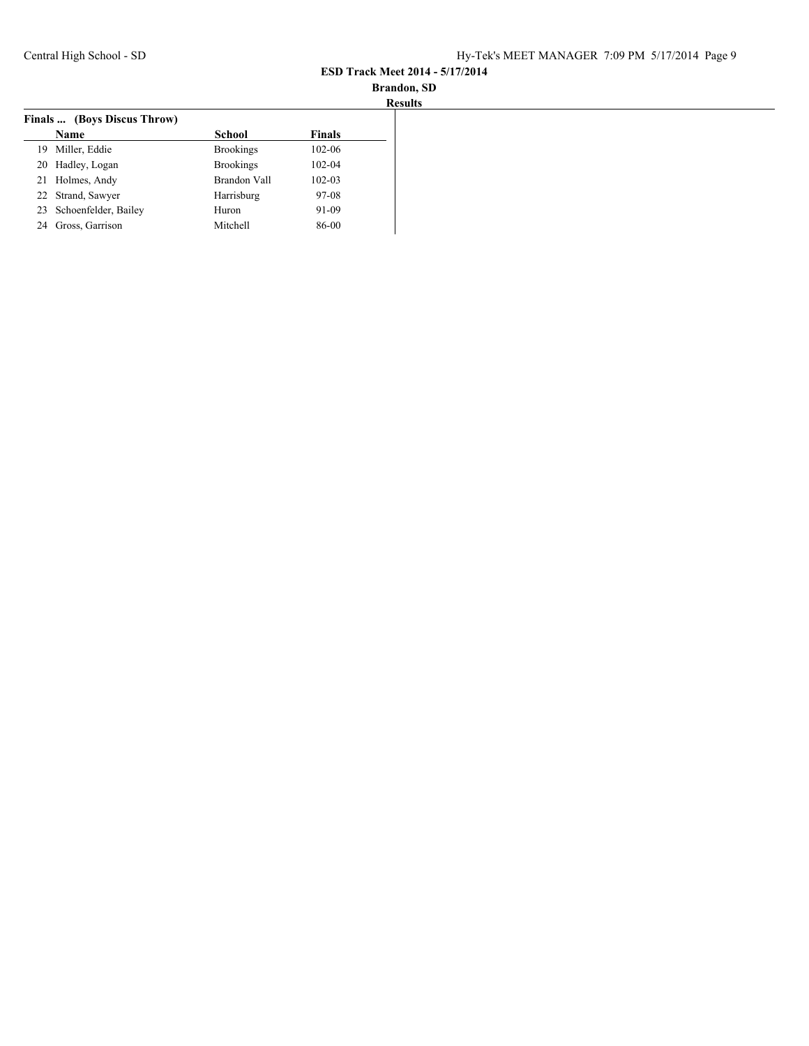**ESD Track Meet 2014 - 5/17/2014**

**Brandon, SD**

**Results**

**Finals ... (Boys Discus Throw)**

| | Name | School | Finals |
|---|---|---|---|
| 19 | Miller, Eddie | Brookings | 102-06 |
| 20 | Hadley, Logan | Brookings | 102-04 |
| 21 | Holmes, Andy | Brandon Vall | 102-03 |
| 22 | Strand, Sawyer | Harrisburg | 97-08 |
| 23 | Schoenfelder, Bailey | Huron | 91-09 |
| 24 | Gross, Garrison | Mitchell | 86-00 |